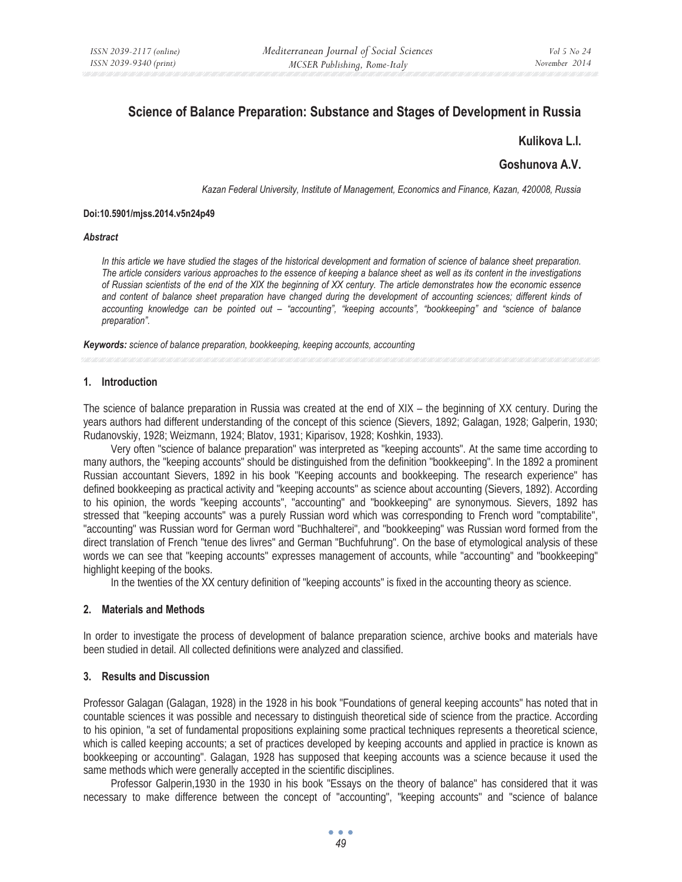# Science of Balance Preparation: Substance and Stages of Development in Russia

**Kulikova L.I.**

**Goshunova A.V.**

*Kazan Federal University, Institute of Management, Economics and Finance, Kazan, 420008, Russia*

**Doi:10.5901/mjss.2014.v5n24p49**

***Abstract***

*In this article we have studied the stages of the historical development and formation of science of balance sheet preparation. The article considers various approaches to the essence of keeping a balance sheet as well as its content in the investigations of Russian scientists of the end of the XIX the beginning of XX century. The article demonstrates how the economic essence and content of balance sheet preparation have changed during the development of accounting sciences; different kinds of accounting knowledge can be pointed out – "accounting", "keeping accounts", "bookkeeping" and "science of balance preparation".*

***Keywords:*** *science of balance preparation, bookkeeping, keeping accounts, accounting*

## 1. Introduction

The science of balance preparation in Russia was created at the end of XIX – the beginning of XX century. During the years authors had different understanding of the concept of this science (Sievers, 1892; Galagan, 1928; Galperin, 1930; Rudanovskiy, 1928; Weizmann, 1924; Blatov, 1931; Kiparisov, 1928; Koshkin, 1933).

Very often "science of balance preparation" was interpreted as "keeping accounts". At the same time according to many authors, the "keeping accounts" should be distinguished from the definition "bookkeeping". In the 1892 a prominent Russian accountant Sievers, 1892 in his book "Keeping accounts and bookkeeping. The research experience" has defined bookkeeping as practical activity and "keeping accounts" as science about accounting (Sievers, 1892). According to his opinion, the words "keeping accounts", "accounting" and "bookkeeping" are synonymous. Sievers, 1892 has stressed that "keeping accounts" was a purely Russian word which was corresponding to French word "comptabilite", "accounting" was Russian word for German word "Buchhalterei", and "bookkeeping" was Russian word formed from the direct translation of French "tenue des livres" and German "Buchfuhrung". On the base of etymological analysis of these words we can see that "keeping accounts" expresses management of accounts, while "accounting" and "bookkeeping" highlight keeping of the books.

In the twenties of the XX century definition of "keeping accounts" is fixed in the accounting theory as science.

## 2. Materials and Methods

In order to investigate the process of development of balance preparation science, archive books and materials have been studied in detail. All collected definitions were analyzed and classified.

## 3. Results and Discussion

Professor Galagan (Galagan, 1928) in the 1928 in his book "Foundations of general keeping accounts" has noted that in countable sciences it was possible and necessary to distinguish theoretical side of science from the practice. According to his opinion, "a set of fundamental propositions explaining some practical techniques represents a theoretical science, which is called keeping accounts; a set of practices developed by keeping accounts and applied in practice is known as bookkeeping or accounting". Galagan, 1928 has supposed that keeping accounts was a science because it used the same methods which were generally accepted in the scientific disciplines.

Professor Galperin,1930 in the 1930 in his book "Essays on the theory of balance" has considered that it was necessary to make difference between the concept of "accounting", "keeping accounts" and "science of balance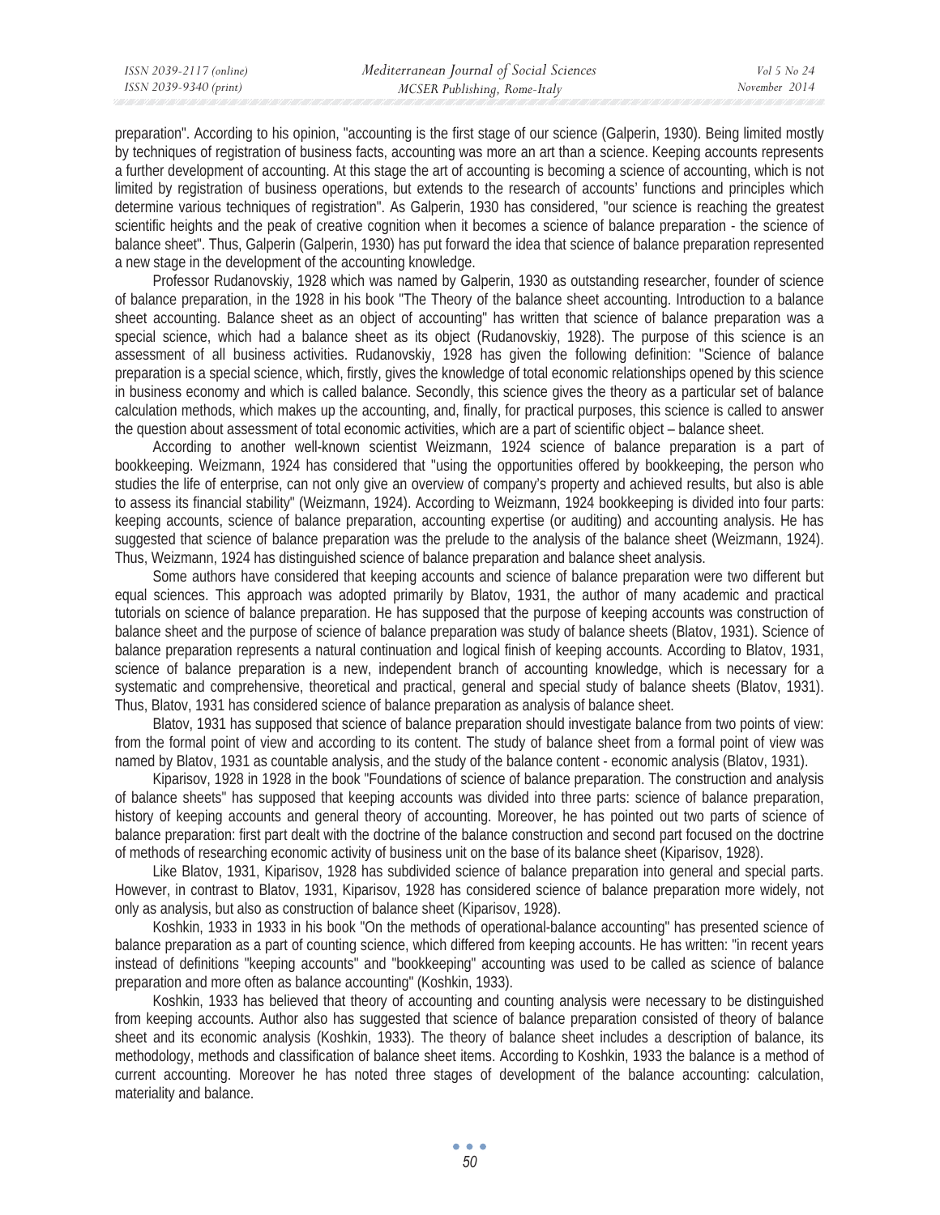preparation". According to his opinion, "accounting is the first stage of our science (Galperin, 1930). Being limited mostly by techniques of registration of business facts, accounting was more an art than a science. Keeping accounts represents a further development of accounting. At this stage the art of accounting is becoming a science of accounting, which is not limited by registration of business operations, but extends to the research of accounts' functions and principles which determine various techniques of registration". As Galperin, 1930 has considered, "our science is reaching the greatest scientific heights and the peak of creative cognition when it becomes a science of balance preparation - the science of balance sheet". Thus, Galperin (Galperin, 1930) has put forward the idea that science of balance preparation represented a new stage in the development of the accounting knowledge.

Professor Rudanovskiy, 1928 which was named by Galperin, 1930 as outstanding researcher, founder of science of balance preparation, in the 1928 in his book "The Theory of the balance sheet accounting. Introduction to a balance sheet accounting. Balance sheet as an object of accounting" has written that science of balance preparation was a special science, which had a balance sheet as its object (Rudanovskiy, 1928). The purpose of this science is an assessment of all business activities. Rudanovskiy, 1928 has given the following definition: "Science of balance preparation is a special science, which, firstly, gives the knowledge of total economic relationships opened by this science in business economy and which is called balance. Secondly, this science gives the theory as a particular set of balance calculation methods, which makes up the accounting, and, finally, for practical purposes, this science is called to answer the question about assessment of total economic activities, which are a part of scientific object – balance sheet.

According to another well-known scientist Weizmann, 1924 science of balance preparation is a part of bookkeeping. Weizmann, 1924 has considered that "using the opportunities offered by bookkeeping, the person who studies the life of enterprise, can not only give an overview of company's property and achieved results, but also is able to assess its financial stability" (Weizmann, 1924). According to Weizmann, 1924 bookkeeping is divided into four parts: keeping accounts, science of balance preparation, accounting expertise (or auditing) and accounting analysis. He has suggested that science of balance preparation was the prelude to the analysis of the balance sheet (Weizmann, 1924). Thus, Weizmann, 1924 has distinguished science of balance preparation and balance sheet analysis.

Some authors have considered that keeping accounts and science of balance preparation were two different but equal sciences. This approach was adopted primarily by Blatov, 1931, the author of many academic and practical tutorials on science of balance preparation. He has supposed that the purpose of keeping accounts was construction of balance sheet and the purpose of science of balance preparation was study of balance sheets (Blatov, 1931). Science of balance preparation represents a natural continuation and logical finish of keeping accounts. According to Blatov, 1931, science of balance preparation is a new, independent branch of accounting knowledge, which is necessary for a systematic and comprehensive, theoretical and practical, general and special study of balance sheets (Blatov, 1931). Thus, Blatov, 1931 has considered science of balance preparation as analysis of balance sheet.

Blatov, 1931 has supposed that science of balance preparation should investigate balance from two points of view: from the formal point of view and according to its content. The study of balance sheet from a formal point of view was named by Blatov, 1931 as countable analysis, and the study of the balance content - economic analysis (Blatov, 1931).

Kiparisov, 1928 in 1928 in the book "Foundations of science of balance preparation. The construction and analysis of balance sheets" has supposed that keeping accounts was divided into three parts: science of balance preparation, history of keeping accounts and general theory of accounting. Moreover, he has pointed out two parts of science of balance preparation: first part dealt with the doctrine of the balance construction and second part focused on the doctrine of methods of researching economic activity of business unit on the base of its balance sheet (Kiparisov, 1928).

Like Blatov, 1931, Kiparisov, 1928 has subdivided science of balance preparation into general and special parts. However, in contrast to Blatov, 1931, Kiparisov, 1928 has considered science of balance preparation more widely, not only as analysis, but also as construction of balance sheet (Kiparisov, 1928).

Koshkin, 1933 in 1933 in his book "On the methods of operational-balance accounting" has presented science of balance preparation as a part of counting science, which differed from keeping accounts. He has written: "in recent years instead of definitions "keeping accounts" and "bookkeeping" accounting was used to be called as science of balance preparation and more often as balance accounting" (Koshkin, 1933).

Koshkin, 1933 has believed that theory of accounting and counting analysis were necessary to be distinguished from keeping accounts. Author also has suggested that science of balance preparation consisted of theory of balance sheet and its economic analysis (Koshkin, 1933). The theory of balance sheet includes a description of balance, its methodology, methods and classification of balance sheet items. According to Koshkin, 1933 the balance is a method of current accounting. Moreover he has noted three stages of development of the balance accounting: calculation, materiality and balance.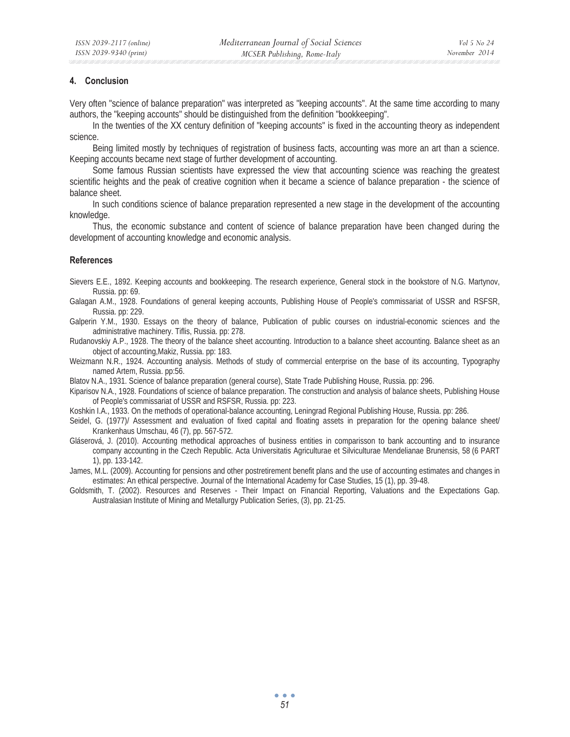## 4. Conclusion

Very often "science of balance preparation" was interpreted as "keeping accounts". At the same time according to many authors, the "keeping accounts" should be distinguished from the definition "bookkeeping".

In the twenties of the XX century definition of "keeping accounts" is fixed in the accounting theory as independent science.

Being limited mostly by techniques of registration of business facts, accounting was more an art than a science. Keeping accounts became next stage of further development of accounting.

Some famous Russian scientists have expressed the view that accounting science was reaching the greatest scientific heights and the peak of creative cognition when it became a science of balance preparation - the science of balance sheet.

In such conditions science of balance preparation represented a new stage in the development of the accounting knowledge.

Thus, the economic substance and content of science of balance preparation have been changed during the development of accounting knowledge and economic analysis.

## References

Sievers E.E., 1892. Keeping accounts and bookkeeping. The research experience, General stock in the bookstore of N.G. Martynov, Russia. pp: 69.

Galagan A.M., 1928. Foundations of general keeping accounts, Publishing House of People's commissariat of USSR and RSFSR, Russia. pp: 229.

Galperin Y.M., 1930. Essays on the theory of balance, Publication of public courses on industrial-economic sciences and the administrative machinery. Tiflis, Russia. pp: 278.

Rudanovskiy A.P., 1928. The theory of the balance sheet accounting. Introduction to a balance sheet accounting. Balance sheet as an object of accounting,Makiz, Russia. pp: 183.

Weizmann N.R., 1924. Accounting analysis. Methods of study of commercial enterprise on the base of its accounting, Typography named Artem, Russia. pp:56.

Blatov N.A., 1931. Science of balance preparation (general course), State Trade Publishing House, Russia. pp: 296.

Kiparisov N.A., 1928. Foundations of science of balance preparation. The construction and analysis of balance sheets, Publishing House of People's commissariat of USSR and RSFSR, Russia. pp: 223.

Koshkin I.A., 1933. On the methods of operational-balance accounting, Leningrad Regional Publishing House, Russia. pp: 286.

Seidel, G. (1977)/ Assessment and evaluation of fixed capital and floating assets in preparation for the opening balance sheet/ Krankenhaus Umschau, 46 (7), pp. 567-572.

Gláserová, J. (2010). Accounting methodical approaches of business entities in comparisson to bank accounting and to insurance company accounting in the Czech Republic. Acta Universitatis Agriculturae et Silviculturae Mendelianae Brunensis, 58 (6 PART 1), pp. 133-142.

James, M.L. (2009). Accounting for pensions and other postretirement benefit plans and the use of accounting estimates and changes in estimates: An ethical perspective. Journal of the International Academy for Case Studies, 15 (1), pp. 39-48.

Goldsmith, T. (2002). Resources and Reserves - Their Impact on Financial Reporting, Valuations and the Expectations Gap. Australasian Institute of Mining and Metallurgy Publication Series, (3), pp. 21-25.